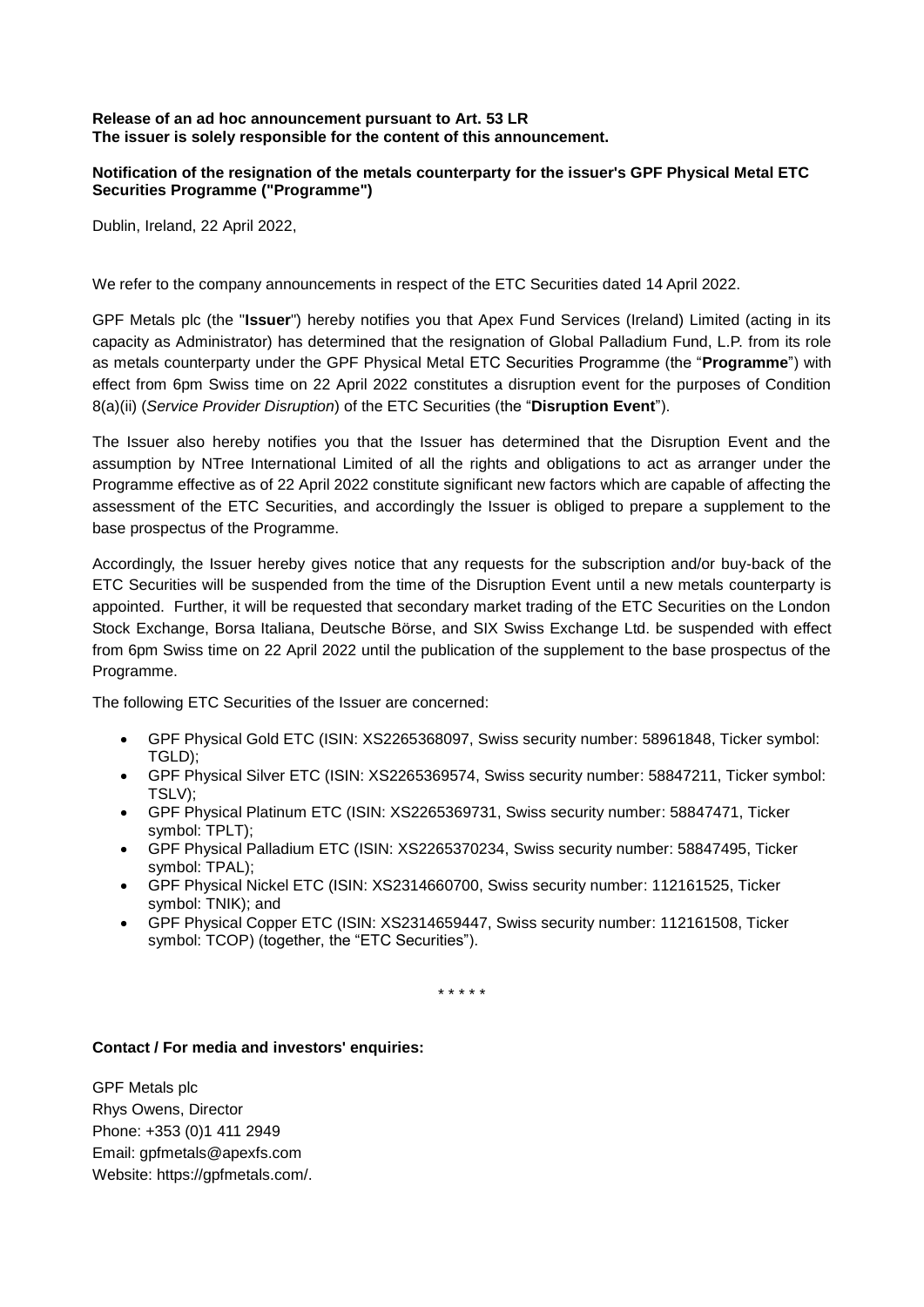**Release of an ad hoc announcement pursuant to Art. 53 LR**
**The issuer is solely responsible for the content of this announcement.**

**Notification of the resignation of the metals counterparty for the issuer's GPF Physical Metal ETC Securities Programme ("Programme")**

Dublin, Ireland, 22 April 2022,

We refer to the company announcements in respect of the ETC Securities dated 14 April 2022.

GPF Metals plc (the "**Issuer**") hereby notifies you that Apex Fund Services (Ireland) Limited (acting in its capacity as Administrator) has determined that the resignation of Global Palladium Fund, L.P. from its role as metals counterparty under the GPF Physical Metal ETC Securities Programme (the "**Programme**") with effect from 6pm Swiss time on 22 April 2022 constitutes a disruption event for the purposes of Condition 8(a)(ii) (*Service Provider Disruption*) of the ETC Securities (the "**Disruption Event**").

The Issuer also hereby notifies you that the Issuer has determined that the Disruption Event and the assumption by NTree International Limited of all the rights and obligations to act as arranger under the Programme effective as of 22 April 2022 constitute significant new factors which are capable of affecting the assessment of the ETC Securities, and accordingly the Issuer is obliged to prepare a supplement to the base prospectus of the Programme.

Accordingly, the Issuer hereby gives notice that any requests for the subscription and/or buy-back of the ETC Securities will be suspended from the time of the Disruption Event until a new metals counterparty is appointed. Further, it will be requested that secondary market trading of the ETC Securities on the London Stock Exchange, Borsa Italiana, Deutsche Börse, and SIX Swiss Exchange Ltd. be suspended with effect from 6pm Swiss time on 22 April 2022 until the publication of the supplement to the base prospectus of the Programme.

The following ETC Securities of the Issuer are concerned:

- GPF Physical Gold ETC (ISIN: XS2265368097, Swiss security number: 58961848, Ticker symbol: TGLD);
- GPF Physical Silver ETC (ISIN: XS2265369574, Swiss security number: 58847211, Ticker symbol: TSLV);
- GPF Physical Platinum ETC (ISIN: XS2265369731, Swiss security number: 58847471, Ticker symbol: TPLT);
- GPF Physical Palladium ETC (ISIN: XS2265370234, Swiss security number: 58847495, Ticker symbol: TPAL);
- GPF Physical Nickel ETC (ISIN: XS2314660700, Swiss security number: 112161525, Ticker symbol: TNIK); and
- GPF Physical Copper ETC (ISIN: XS2314659447, Swiss security number: 112161508, Ticker symbol: TCOP) (together, the "ETC Securities").

\* \* \* \* \*

**Contact / For media and investors' enquiries:**

GPF Metals plc
Rhys Owens, Director
Phone: +353 (0)1 411 2949
Email: gpfmetals@apexfs.com
Website: https://gpfmetals.com/.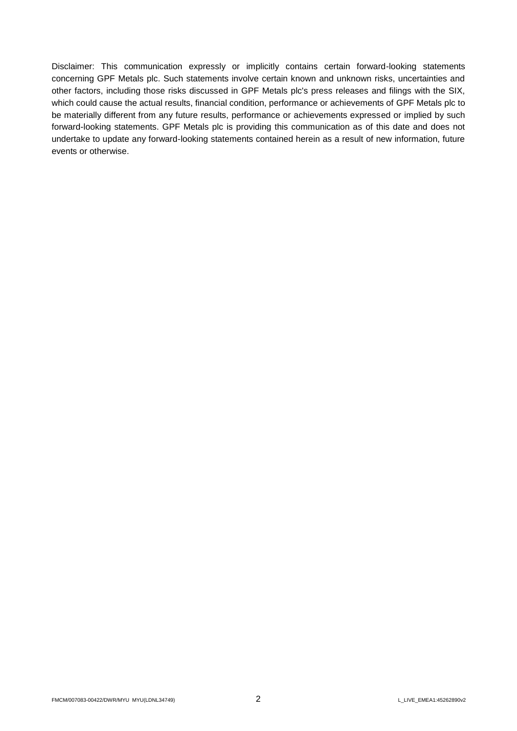Disclaimer: This communication expressly or implicitly contains certain forward-looking statements concerning GPF Metals plc. Such statements involve certain known and unknown risks, uncertainties and other factors, including those risks discussed in GPF Metals plc's press releases and filings with the SIX, which could cause the actual results, financial condition, performance or achievements of GPF Metals plc to be materially different from any future results, performance or achievements expressed or implied by such forward-looking statements. GPF Metals plc is providing this communication as of this date and does not undertake to update any forward-looking statements contained herein as a result of new information, future events or otherwise.